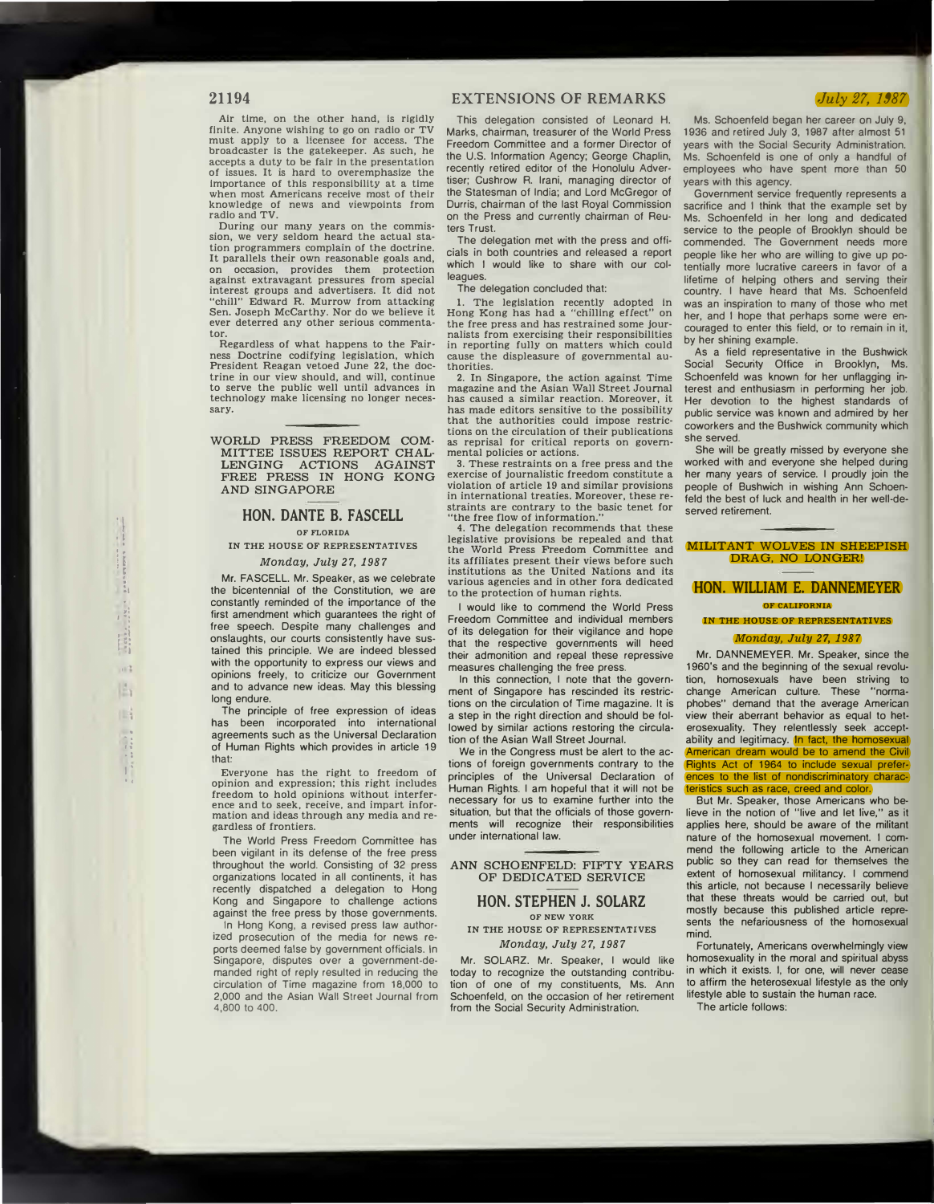Air time, on the other hand, is rigidly finite. Anyone wishing to go on radio or TV must apply to a licensee for access. The broadcaster is the gatekeeper. As such, he accepts a duty to be fair in the presentation of issues. It is hard to overemphasize the importance of this responsibility at a time when most Americans receive most of their knowledge of news and viewpoints from radio and TV.

During our many years on the commission, we very seldom heard the actual station programmers complain of the doctrine. It parallels their own reasonable goals and, on occasion, provides them protection against extravagant pressures from special interest groups and advertisers. It did not "chill" Edward R. Murrow from attacking Sen. Joseph McCarthy. Nor do we believe it ever deterred any other serious commentator.

Regardless of what happens to the Fairness Doctrine codifying legislation, which President Reagan vetoed June 22, the doctrine in our view should, and will, continue to serve the public well until advances in technology make licensing no longer necessary.

## WORLD PRESS FREEDOM COMMITTEE ISSUES REPORT CHALLENGING ACTIONS AGAINST FREE PRESS IN HONG KONG AND SINGAPORE

### HON. DANTE B. FASCELL

OF FLORIDA

IN THE HOUSE OF REPRESENTATIVES

*Monday, July 27, 1987*

Mr. FASCELL. Mr. Speaker, as we celebrate the bicentennial of the Constitution, we are constantly reminded of the importance of the first amendment which guarantees the right of free speech. Despite many challenges and onslaughts, our courts consistently have sustained this principle. We are indeed blessed with the opportunity to express our views and opinions freely, to criticize our Government and to advance new ideas. May this blessing long endure.

The principle of free expression of ideas has been incorporated into international agreements such as the Universal Declaration of Human Rights which provides in article 19 that:

Everyone has the right to freedom of opinion and expression; this right includes freedom to hold opinions without interference and to seek, receive, and impart information and ideas through any media and regardless of frontiers.

The World Press Freedom Committee has been vigilant in its defense of the free press throughout the world. Consisting of 32 press organizations located in all continents, it has recently dispatched a delegation to Hong Kong and Singapore to challenge actions against the free press by those governments.

In Hong Kong, a revised press law authorized prosecution of the media for news reports deemed false by government officials. In Singapore, disputes over a government-demanded right of reply resulted in reducing the circulation of Time magazine from 18,000 to 2,000 and the Asian Wall Street Journal from 4,800 to 400.

This delegation consisted of Leonard H. Marks, chairman, treasurer of the World Press Freedom Committee and a former Director of the U.S. Information Agency; George Chaplin, recently retired editor of the Honolulu Advertiser; Cushrow R. Irani, managing director of the Statesman of India; and Lord McGregor of Durris, chairman of the last Royal Commission on the Press and currently chairman of Reuters Trust.

The delegation met with the press and officials in both countries and released a report which I would like to share with our colleagues.

The delegation concluded that:

1. The legislation recently adopted in Hong Kong has had a "chilling effect" on the free press and has restrained some journalists from exercising their responsibilities in reporting fully on matters which could cause the displeasure of governmental authorities.

2. In Singapore, the action against Time magazine and the Asian Wall Street Journal has caused a similar reaction. Moreover, it has made editors sensitive to the possibility that the authorities could impose restrictions on the circulation of their publications as reprisal for critical reports on governmental policies or actions.

3. These restraints on a free press and the exercise of journalistic freedom constitute a violation of article 19 and similar provisions in international treaties. Moreover, these restraints are contrary to the basic tenet for "the free flow of information."

4. The delegation recommends that these legislative provisions be repealed and that the World Press Freedom Committee and its affiliates present their views before such institutions as the United Nations and its various agencies and in other fora dedicated to the protection of human rights.

I would like to commend the World Press Freedom Committee and individual members of its delegation for their vigilance and hope that the respective governments will heed their admonition and repeal these repressive measures challenging the free press.

In this connection, I note that the government of Singapore has rescinded its restrictions on the circulation of Time magazine. It is a step in the right direction and should be followed by similar actions restoring the circulation of the Asian Wall Street Journal.

We in the Congress must be alert to the actions of foreign governments contrary to the principles of the Universal Declaration of Human Rights. I am hopeful that it will not be necessary for us to examine further into the situation, but that the officials of those governments will recognize their responsibilities under international law.

## ANN SCHOENFELD: FIFTY YEARS OF DEDICATED SERVICE

### HON. STEPHEN J. SOLARZ

OF NEW YORK

IN THE HOUSE OF REPRESENTATIVES

*Monday, July 27, 1987*

Mr. SOLARZ. Mr. Speaker, I would like today to recognize the outstanding contribution of one of my constituents, Ms. Ann Schoenfeld, on the occasion of her retirement from the Social Security Administration.

Ms. Schoenfeld began her career on July 9, 1936 and retired July 3, 1987 after almost 51 years with the Social Security Administration. Ms. Schoenfeld is one of only a handful of employees who have spent more than 50 years with this agency.

Government service frequently represents a sacrifice and I think that the example set by Ms. Schoenfeld in her long and dedicated service to the people of Brooklyn should be commended. The Government needs more people like her who are willing to give up potentially more lucrative careers in favor of a lifetime of helping others and serving their country. I have heard that Ms. Schoenfeld was an inspiration to many of those who met her, and I hope that perhaps some were encouraged to enter this field, or to remain in it, by her shining example.

As a field representative in the Bushwick Social Security Office in Brooklyn, Ms. Schoenfeld was known for her unflagging interest and enthusiasm in performing her job. Her devotion to the highest standards of public service was known and admired by her coworkers and the Bushwick community which she served.

She will be greatly missed by everyone she worked with and everyone she helped during her many years of service. I proudly join the people of Bushwick in wishing Ann Schoenfeld the best of luck and health in her well-deserved retirement.

## MILITANT WOLVES IN SHEEPISH DRAG, NO LONGER!

### HON. WILLIAM E. DANNEMEYER

OF CALIFORNIA

IN THE HOUSE OF REPRESENTATIVES

*Monday, July 27, 1987*

Mr. DANNEMEYER. Mr. Speaker, since the 1960's and the beginning of the sexual revolution, homosexuals have been striving to change American culture. These "normaphobes" demand that the average American view their aberrant behavior as equal to heterosexuality. They relentlessly seek acceptability and legitimacy. In fact, the homosexual American dream would be to amend the Civil Rights Act of 1964 to include sexual preferences to the list of nondiscriminatory characteristics such as race, creed and color.

But Mr. Speaker, those Americans who believe in the notion of "live and let live," as it applies here, should be aware of the militant nature of the homosexual movement. I commend the following article to the American public so they can read for themselves the extent of homosexual militancy. I commend this article, not because I necessarily believe that these threats would be carried out, but mostly because this published article represents the nefariousness of the homosexual mind.

Fortunately, Americans overwhelmingly view homosexuality in the moral and spiritual abyss in which it exists. I, for one, will never cease to affirm the heterosexual lifestyle as the only lifestyle able to sustain the human race.

The article follows: